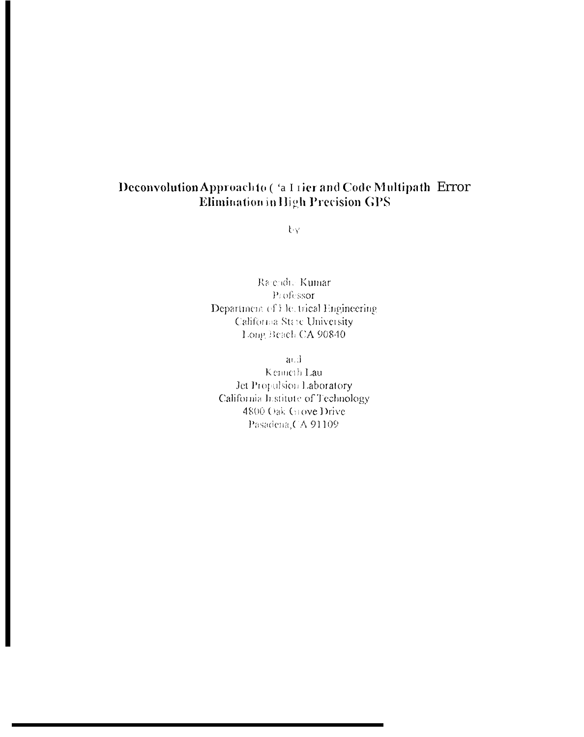# Deconvolution Approach to Carrier and Code Multipath Error Elimination in High Precision GPS

by

Rajendra Kumar
Professor
Department of Electrical Engineering
California State University
Long Beach CA 90840

and

Kenneth Lau
Jet Propulsion Laboratory
California Institute of Technology
4800 Oak Grove Drive
Pasadena, CA 91109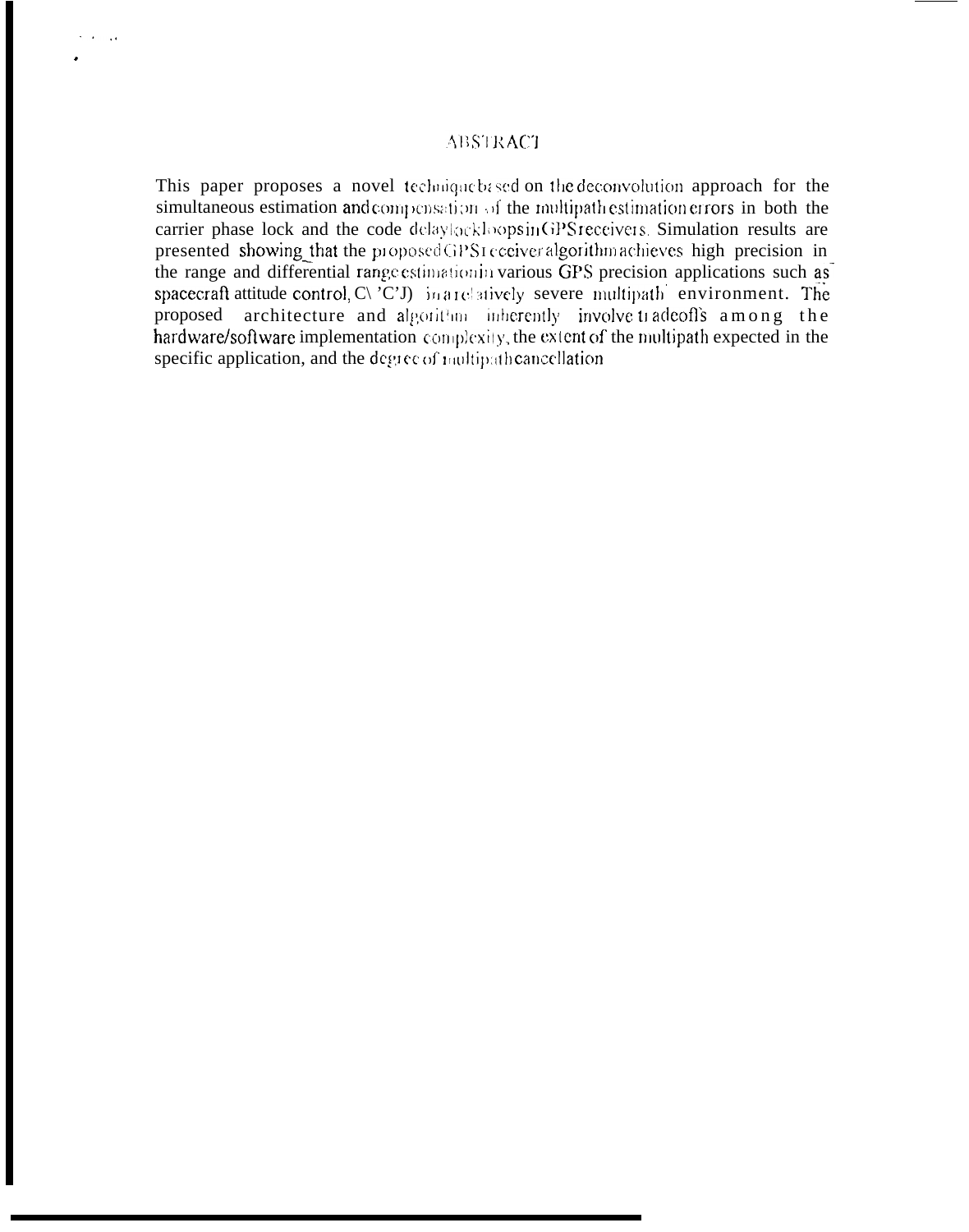# ABSTRACT

This paper proposes a novel technique based on the deconvolution approach for the simultaneous estimation and compensation of the multipath estimation errors in both the carrier phase lock and the code delay lock loops in GPS receivers. Simulation results are presented showing that the proposed GPS receiver algorithm achieves high precision in the range and differential range estimation in various GPS precision applications such as spacecraft attitude control, C\ 'C'J) in a relatively severe multipath environment. The proposed architecture and algorithm inherently involve tradeoffs among the hardware/software implementation complexity, the extent of the multipath expected in the specific application, and the degree of multipath cancellation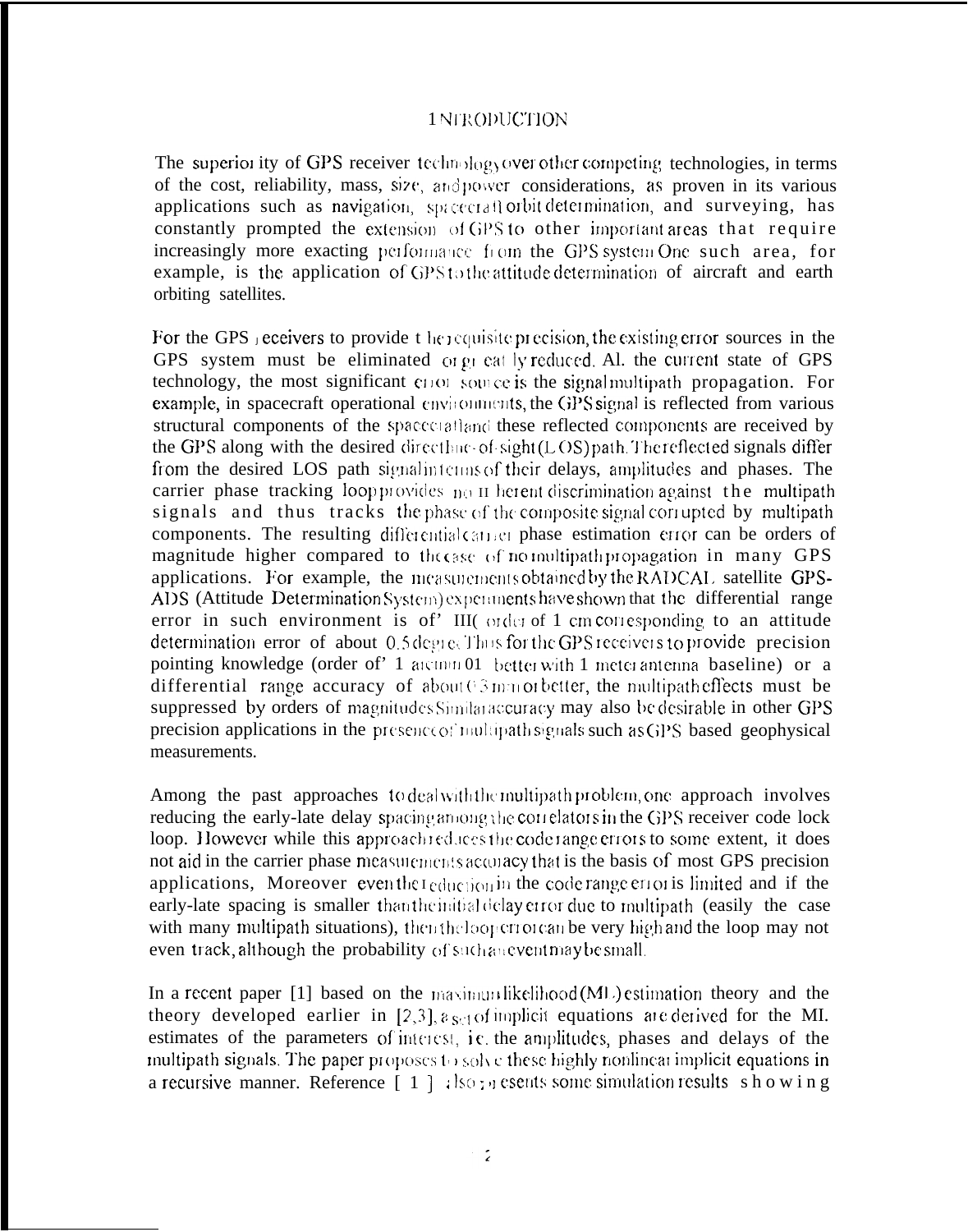# INTRODUCTION

The superiority of GPS receiver technology over other competing technologies, in terms of the cost, reliability, mass, size, and power considerations, as proven in its various applications such as navigation, spacecraft orbit determination, and surveying, has constantly prompted the extension of GPS to other important areas that require increasingly more exacting performance from the GPS system. One such area, for example, is the application of GPS to the attitude determination of aircraft and earth orbiting satellites.

For the GPS receivers to provide the requisite precision, the existing error sources in the GPS system must be eliminated or greatly reduced. At the current state of GPS technology, the most significant error source is the signal multipath propagation. For example, in spacecraft operational environments, the GPS signal is reflected from various structural components of the spacecraft and these reflected components are received by the GPS along with the desired direct line-of-sight (LOS) path. The reflected signals differ from the desired LOS path signal in terms of their delays, amplitudes and phases. The carrier phase tracking loop provides no inherent discrimination against the multipath signals and thus tracks the phase of the composite signal corrupted by multipath components. The resulting differential carrier phase estimation error can be orders of magnitude higher compared to the case of no multipath propagation in many GPS applications. For example, the measurements obtained by the RADCAL satellite GPS-ADS (Attitude Determination System) experiments have shown that the differential range error in such environment is of the order of 1 cm corresponding to an attitude determination error of about 0.5 degree. Thus for the GPS receivers to provide precision pointing knowledge (order of 1 arcmin or better with 1 meter antenna baseline) or a differential range accuracy of about 0.3 mm or better, the multipath effects must be suppressed by orders of magnitudes. Similar accuracy may also be desirable in other GPS precision applications in the presence of multipath signals such as GPS based geophysical measurements.

Among the past approaches to deal with the multipath problem, one approach involves reducing the early-late delay spacing among the correlators in the GPS receiver code lock loop. However while this approach reduces the code range errors to some extent, it does not aid in the carrier phase measurements accuracy that is the basis of most GPS precision applications. Moreover even the reduction in the code range error is limited and if the early-late spacing is smaller than the initial delay error due to multipath (easily the case with many multipath situations), then the loop error can be very high and the loop may not even track, although the probability of such an event may be small.

In a recent paper [1] based on the maximum likelihood (ML) estimation theory and the theory developed earlier in [2,3], a set of implicit equations are derived for the ML estimates of the parameters of interest, i.e. the amplitudes, phases and delays of the multipath signals. The paper proposes to solve these highly nonlinear implicit equations in a recursive manner. Reference [1] also presents some simulation results showing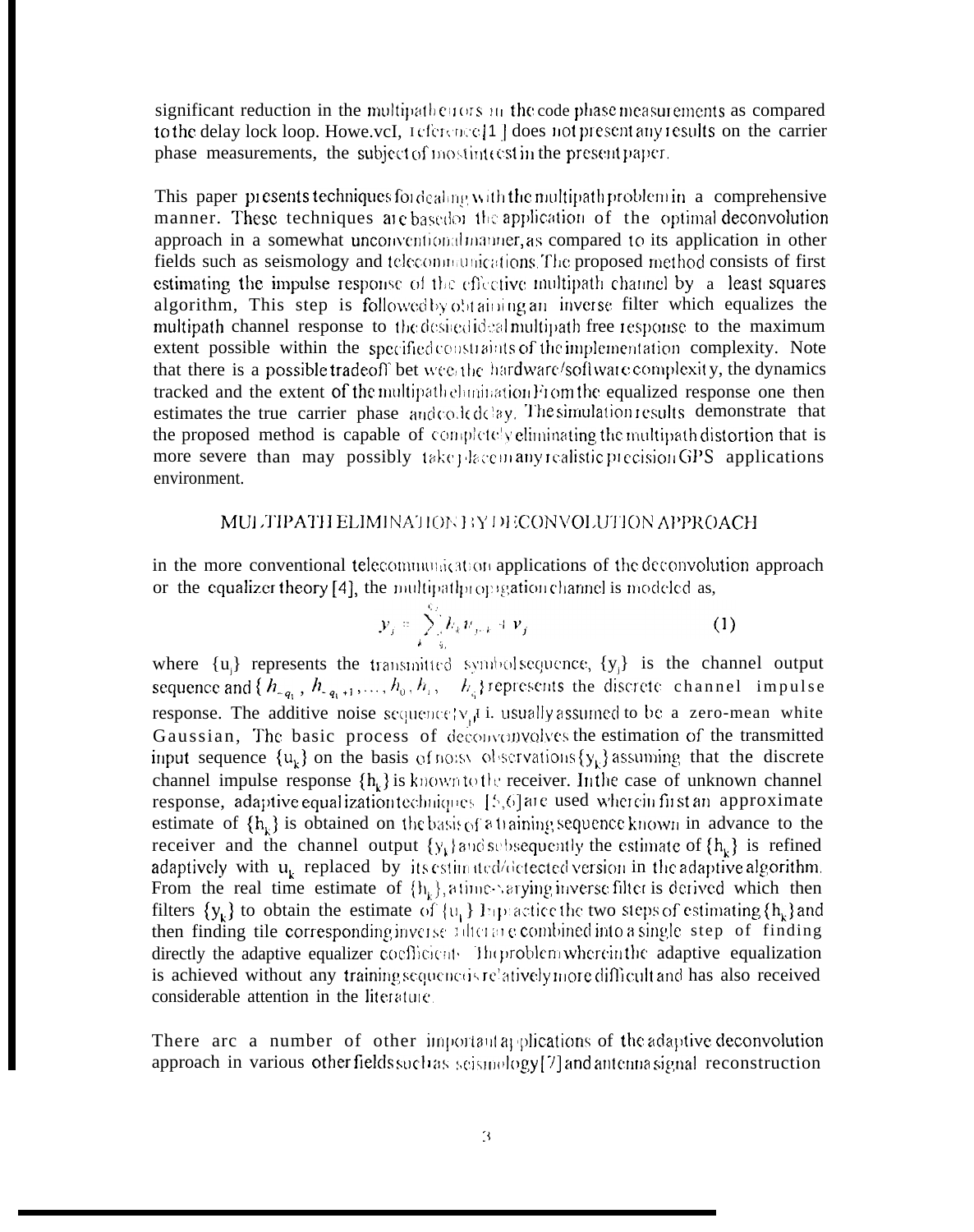significant reduction in the multipath errors in the code phase measurements as compared to the delay lock loop. However, reference [1] does not present any results on the carrier phase measurements, the subject of most interest in the present paper.

This paper presents techniques for dealing with the multipath problem in a comprehensive manner. These techniques are based on the application of the optimal deconvolution approach in a somewhat unconventional manner, as compared to its application in other fields such as seismology and telecommunications. The proposed method consists of first estimating the impulse response of the effective multipath channel by a least squares algorithm, This step is followed by obtaining an inverse filter which equalizes the multipath channel response to the desired ideal multipath free response to the maximum extent possible within the specified constraints of the implementation complexity. Note that there is a possible tradeoff between the hardware/software complexity, the dynamics tracked and the extent of the multipath elimination. From the equalized response one then estimates the true carrier phase and code delay. The simulation results demonstrate that the proposed method is capable of completely eliminating the multipath distortion that is more severe than may possibly take place in any realistic precision GPS applications environment.

## MULTIPATH ELIMINATION BY DECONVOLUTION APPROACH

in the more conventional telecommunication applications of the deconvolution approach or the equalizer theory [4], the multipath propagation channel is modeled as,

$$y_j = \sum_{k=-q_1}^{q_2} h_k u_{j-k} + v_j \tag{1}$$

where $\{u_j\}$ represents the transmitted symbol sequence, $\{y_j\}$ is the channel output sequence and $\{h_{-q_1}, h_{-q_1+1}, \ldots, h_0, h_1, \ \ h_{q_2}\}$ represents the discrete channel impulse response. The additive noise sequence $\{v_j\}$ is usually assumed to be a zero-mean white Gaussian, The basic process of deconvolution involves the estimation of the transmitted input sequence $\{u_k\}$ on the basis of noisy observations $\{y_k\}$ assuming that the discrete channel impulse response $\{h_k\}$ is known to the receiver. In the case of unknown channel response, adaptive equalization techniques [5,6] are used wherein first an approximate estimate of $\{h_k\}$ is obtained on the basis of a training sequence known in advance to the receiver and the channel output $\{y_k\}$ and subsequently the estimate of $\{h_k\}$ is refined adaptively with $u_k$ replaced by its estimated/detected version in the adaptive algorithm. From the real time estimate of $\{h_k\}$, a time-varying inverse filter is derived which then filters $\{y_k\}$ to obtain the estimate of $\{u_j\}$. In practice the two steps of estimating $\{h_k\}$ and then finding the corresponding inverse filter are combined into a single step of finding directly the adaptive equalizer coefficients. The problem wherein the adaptive equalization is achieved without any training sequence is relatively more difficult and has also received considerable attention in the literature.

There are a number of other important applications of the adaptive deconvolution approach in various other fields such as seismology [7] and antenna signal reconstruction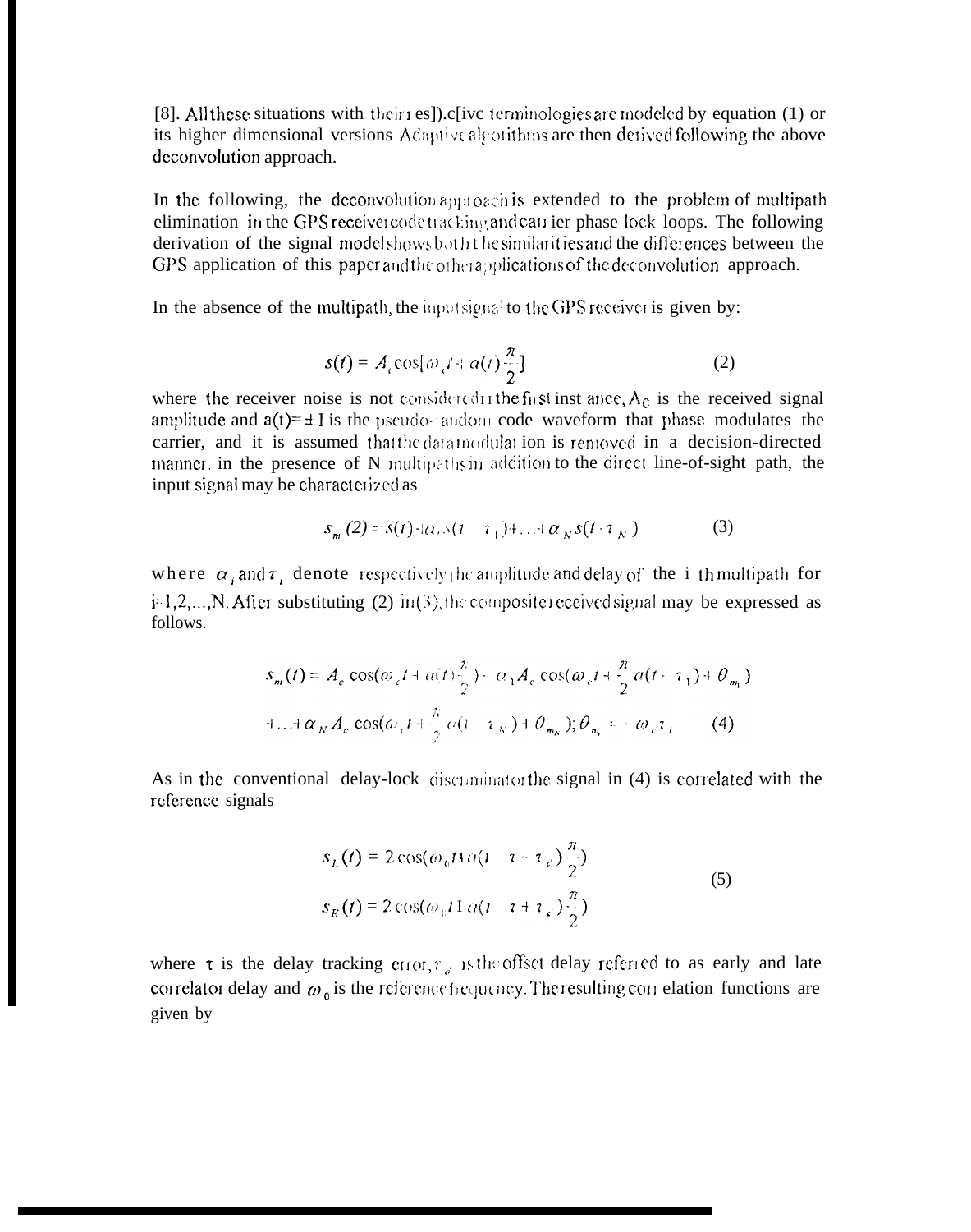[8]. All these situations with their respective terminologies are modeled by equation (1) or its higher dimensional versions Adaptive algorithms are then derived following the above deconvolution approach.

In the following, the deconvolution approach is extended to the problem of multipath elimination in the GPS receiver code tracking and carrier phase lock loops. The following derivation of the signal model shows both the similarities and the differences between the GPS application of this paper and the other applications of the deconvolution approach.

In the absence of the multipath, the input signal to the GPS receiver is given by:

$$s(t) = A_c \cos[\omega_c t + a(t)\frac{\pi}{2}] \tag{2}$$

where the receiver noise is not considered in the first instance, $A_c$ is the received signal amplitude and $a(t) = \pm 1$ is the pseudo-random code waveform that phase modulates the carrier, and it is assumed that the data modulation is removed in a decision-directed manner. in the presence of N multipaths in addition to the direct line-of-sight path, the input signal may be characterized as

$$s_m(2) = s(t) + \alpha_1 s(t - \tau_1) + \ldots + \alpha_N s(t - \tau_N) \tag{3}$$

where $\alpha_i$ and $\tau_i$ denote respectively the amplitude and delay of the i th multipath for i=1,2,...,N. After substituting (2) in (3), the composite received signal may be expressed as follows.

$$s_m(t) = A_c \cos(\omega_c t + a(t)\frac{\pi}{2}) + \alpha_1 A_c \cos(\omega_c t + \frac{\pi}{2} a(t - \tau_1) + \theta_{m_1})$$
$$+ \ldots + \alpha_N A_c \cos(\omega_c t + \frac{\pi}{2} a(t - \tau_N) + \theta_{m_N}); \theta_{m_i} = -\omega_c \tau_i \tag{4}$$

As in the conventional delay-lock discriminator the signal in (4) is correlated with the reference signals

$$s_L(t) = 2\cos(\omega_0 t + a(t - \tau - \tau_d)\frac{\pi}{2})$$
$$s_E(t) = 2\cos(\omega_0 t + a(t - \tau + \tau_d)\frac{\pi}{2}) \tag{5}$$

where $\tau$ is the delay tracking error, $\tau_d$ is the offset delay referred to as early and late correlator delay and $\omega_0$ is the reference frequency. The resulting correlation functions are given by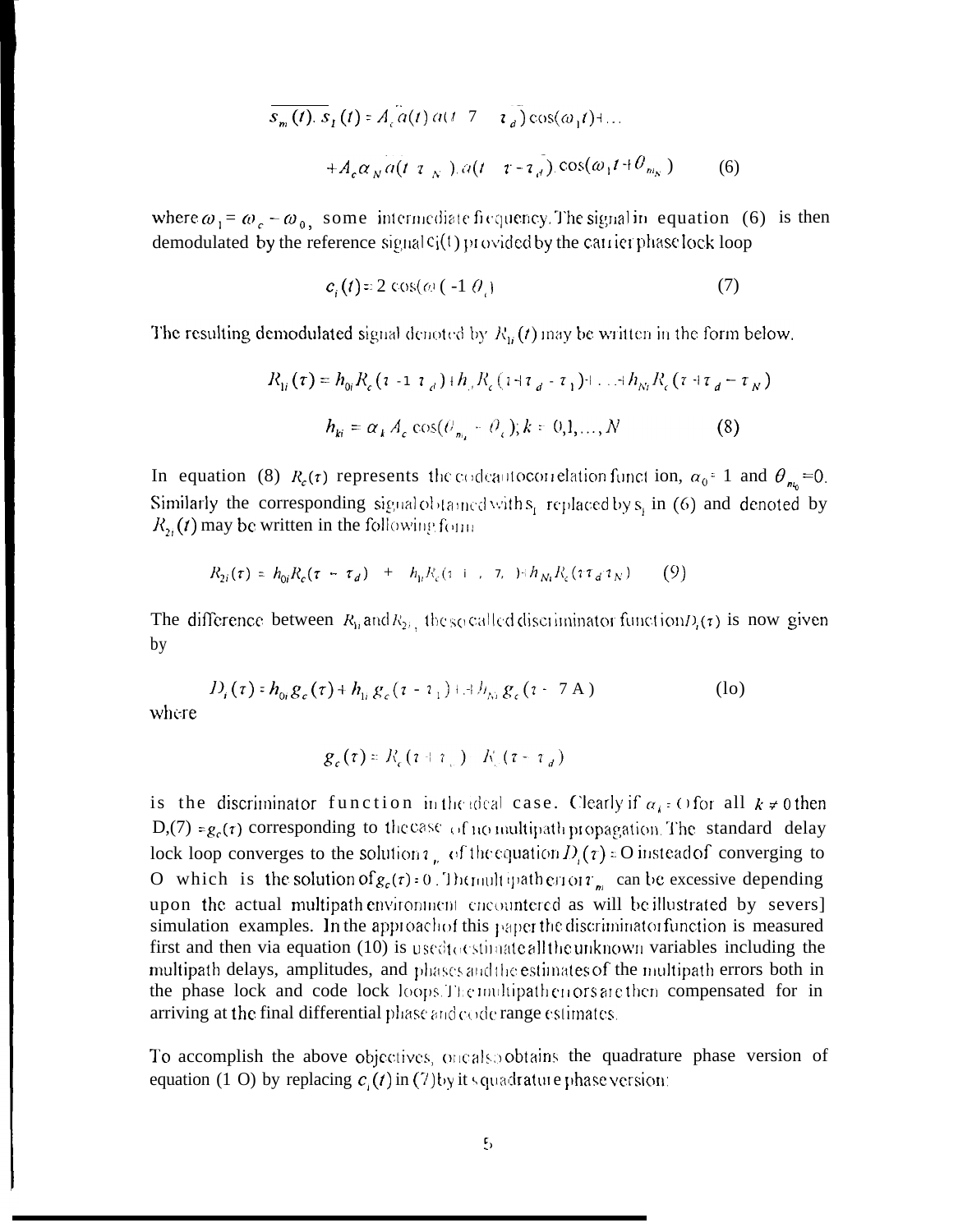$$\overline{s_m(t).\, s_I(t)} = A_c a(t)\, a(t - \tau - \tau_d) \cos(\omega_1 t) + \ldots$$

$$+ A_c \alpha_N a(t - \tau_N)\, a(t - \tau - \tau_d) \cos(\omega_1 t + \theta_{m_N}) \qquad (6)$$

where $\omega_1 = \omega_c - \omega_0$, some intermediate frequency. The signal in equation (6) is then demodulated by the reference signal $c_i(t)$ provided by the carrier phase lock loop

$$c_i(t) = 2\cos(\omega_1 t + \theta_i) \qquad (7)$$

The resulting demodulated signal denoted by $R_{1i}(t)$ may be written in the form below.

$$R_{1i}(\tau) = h_{0i} R_c(\tau + \tau_d) + h_{1i} R_c(\tau + \tau_d - \tau_1) + \ldots + h_{Ni} R_c(\tau + \tau_d - \tau_N)$$

$$h_{ki} = \alpha_k A_c \cos(\theta_{m_k} - \theta_i);\, k = 0,1,\ldots,N \qquad (8)$$

In equation (8) $R_c(\tau)$ represents the code autocorrelation function, $\alpha_0 = 1$ and $\theta_{m_0} = 0$. Similarly the corresponding signal obtained with $s_I$ replaced by $s_l$ in (6) and denoted by $R_{2i}(t)$ may be written in the following form

$$R_{2i}(\tau) = h_{0i} R_c(\tau - \tau_d) + h_{1i} R_c(\tau - \tau_d - \tau_1) + h_{Ni} R_c(\tau - \tau_d - \tau_N) \qquad (9)$$

The difference between $R_{1i}$ and $R_{2i}$, the so called discriminator function $D_i(\tau)$ is now given by

$$D_i(\tau) = h_{0i} g_c(\tau) + h_{1i} g_c(\tau - \tau_1) + \ldots + h_{Ni} g_c(\tau - \tau_N) \qquad (10)$$

where

$$g_c(\tau) = R_c(\tau + \tau_d) - R_c(\tau - \tau_d)$$

is the discriminator function in the ideal case. Clearly if $\alpha_k = 0$ for all $k \neq 0$ then $D_i(\tau) = g_c(\tau)$ corresponding to the case of no multipath propagation. The standard delay lock loop converges to the solution $\tau_m$ of the equation $D_i(\tau) = 0$ instead of converging to 0 which is the solution of $g_c(\tau) = 0$. The multipath error $\tau_m$ can be excessive depending upon the actual multipath environment encountered as will be illustrated by several simulation examples. In the approach of this paper the discriminator function is measured first and then via equation (10) is used to estimate all the unknown variables including the multipath delays, amplitudes, and phases and the estimates of the multipath errors both in the phase lock and code lock loops. The multipath errors are then compensated for in arriving at the final differential phase and code range estimates.

To accomplish the above objectives, one also obtains the quadrature phase version of equation (10) by replacing $c_i(t)$ in (7) by its quadrature phase version: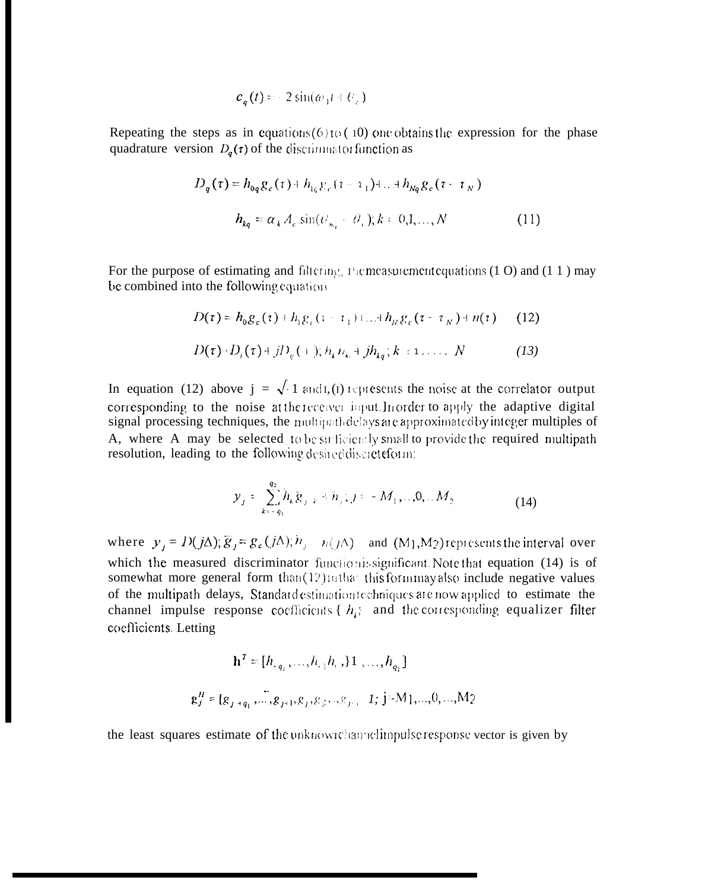$$c_q(t) = -2\sin(\omega_1 t + \theta_c)$$

Repeating the steps as in equations (6) to (10) one obtains the expression for the phase quadrature version $D_q(\tau)$ of the discriminator function as

$$D_q(\tau) = h_{0q} g_c(\tau) + h_{1q} g_c(\tau - \tau_1) + \ldots + h_{Nq} g_c(\tau - \tau_N)$$

$$h_{kq} = \alpha_k A_c \sin(\theta_{m_k} - \theta_c); k = 0,1,\ldots,N \tag{11}$$

For the purpose of estimating and filtering, the measurement equations (1 O) and (1 1 ) may be combined into the following equation

$$D(\tau) = h_0 g_c(\tau) + h_1 g_c(\tau - \tau_1) + \ldots + h_N g_c(\tau - \tau_N) + n(\tau) \tag{12}$$

$$D(\tau) = D_i(\tau) + jD_q(\tau); h_k = h_{ki} + jh_{kq}; k = 1,\ldots, N \tag{13}$$

In equation (12) above $j = \sqrt{-1}$ and $n(\tau)$ represents the noise at the correlator output corresponding to the noise at the receiver input. In order to apply the adaptive digital signal processing techniques, the multipath delays are approximated by integer multiples of $\Delta$, where $\Delta$ may be selected to be sufficiently small to provide the required multipath resolution, leading to the following desired discrete form:

$$y_j = \sum_{k=-q_1}^{q_2} h_k \bar{g}_{j-k} + n_j; j = -M_1,\ldots,0,\ldots M_2 \tag{14}$$

where $y_j = D(j\Delta); \bar{g}_j = g_c(j\Delta); n_j = n(j\Delta)$ and $(M_1, M_2)$ represents the interval over which the measured discriminator function is significant. Note that equation (14) is of somewhat more general form than (12) in that this form may also include negative values of the multipath delays, Standard estimation techniques are now applied to estimate the channel impulse response coefficients $\{h_j\}$ and the corresponding equalizer filter coefficients. Letting

$$\mathbf{h}^T = [h_{-q_1},\ldots,h_{-1}, h_0, h_1,\ldots,h_{q_2}]$$

$$\mathbf{g}_j^H = [g_{j+q_1},\ldots,g_{j+1}, g_j, g_{j-1},\ldots,g_{j-q_2}]; j = -M_1,\ldots,0,\ldots,M_2$$

the least squares estimate of the unknown channel impulse response vector is given by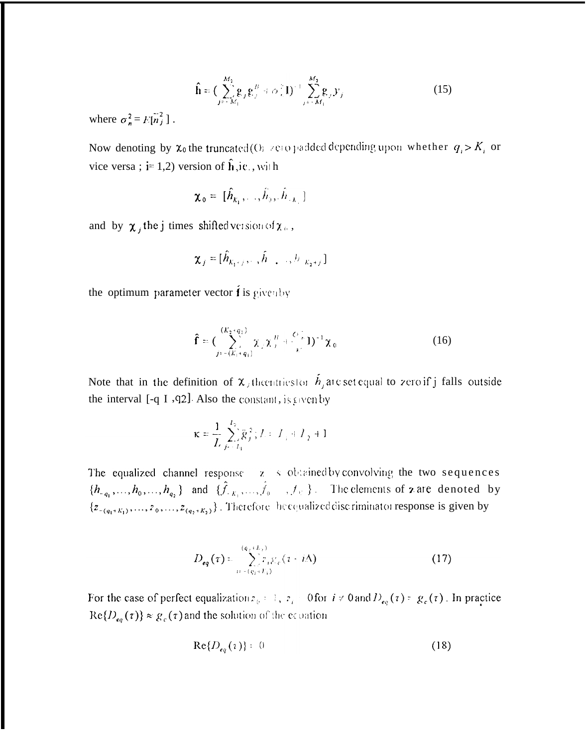$$\hat{\mathbf{h}} = \Big(\sum_{j=-M_1}^{M_2} \mathbf{g}_j \mathbf{g}_j^H + \sigma_n^2 \mathbf{I}\Big)^{-1} \sum_{j=-M_1}^{M_2} \mathbf{g}_j y_j \tag{15}$$

where $\sigma_n^2 = E[\bar{n}_j^2]$.

Now denoting by $\boldsymbol{\chi}_0$ the truncated (or zero padded depending upon whether $q_i > K_i$ or vice versa ; i= 1,2) version of $\hat{\mathbf{h}}$, ie., with

$$\boldsymbol{\chi}_0 = [\hat{h}_{K_1}, \ldots, \hat{h}_0, \hat{h}_{-K_2}]$$

and by $\boldsymbol{\chi}_j$ the j times shifted version of $\boldsymbol{\chi}_0$,

$$\boldsymbol{\chi}_j = [\hat{h}_{K_1-j}, \ldots, \hat{h}_{-j}, \ldots, \hat{h}_{-K_2+j}]$$

the optimum parameter vector $\hat{\mathbf{f}}$ is given by

$$\hat{\mathbf{f}} = \Big(\sum_{j=-(K_1+q_1)}^{(K_2+q_2)} \boldsymbol{\chi}_j \boldsymbol{\chi}_j^H + \frac{\sigma_n^2}{\kappa}\mathbf{I}\Big)^{-1} \boldsymbol{\chi}_0 \tag{16}$$

Note that in the definition of $\boldsymbol{\chi}_j$ the entries for $\hat{h}_j$ are set equal to zero if j falls outside the interval $[-q_1, q_2]$. Also the constant, is given by

$$\kappa = \frac{1}{L}\sum_{j=-L_1}^{L_2} \bar{g}_j^2 ; L = L_1 + L_2 + 1$$

The equalized channel response $\mathbf{z}$ is obtained by convolving the two sequences $\{h_{-q_1}, \ldots, h_0, \ldots, h_{q_2}\}$ and $\{\hat{f}_{-K_1}, \ldots, \hat{f}_0, \ldots, \hat{f}_{K_2}\}$. The elements of $\mathbf{z}$ are denoted by $\{z_{-(q_1+K_1)}, \ldots, z_0, \ldots, z_{(q_2+K_2)}\}$. Therefore the equalized discriminator response is given by

$$D_{eq}(\tau) = \sum_{i=-(q_1+K_1)}^{(q_2+K_2)} z_i g_c(\tau - i\Delta) \tag{17}$$

For the case of perfect equalization $z_0 = 1$, $z_i = 0$ for $i \neq 0$ and $D_{eq}(\tau) = g_c(\tau)$. In practice $\mathrm{Re}\{D_{eq}(\tau)\} \approx g_c(\tau)$ and the solution of the equation

$$\mathrm{Re}\{D_{eq}(\tau)\} = 0 \tag{18}$$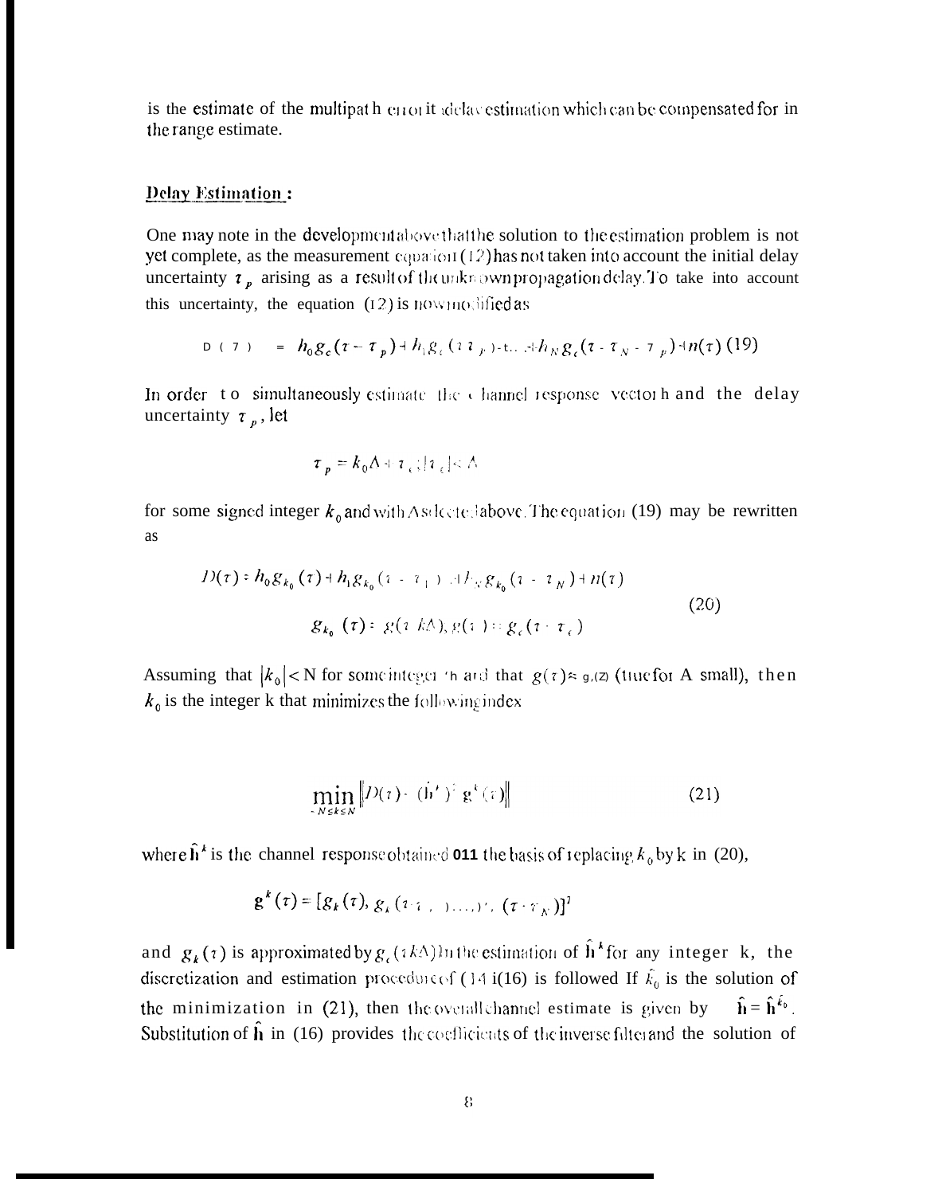is the estimate of the multipath error in delay estimation which can be compensated for in the range estimate.

## Delay Estimation :

One may note in the development above that the solution to the estimation problem is not yet complete, as the measurement equation (12) has not taken into account the initial delay uncertainty $\tau_p$ arising as a result of the unknown propagation delay. To take into account this uncertainty, the equation (12) is now modified as

$$D(\tau) = h_0 g_c(\tau - \tau_p) + h_1 g_c(\tau - \tau_1 - \tau_p) + \ldots + h_N g_c(\tau - \tau_N - \tau_p) + n(\tau) \quad (19)$$

In order to simultaneously estimate the channel response vector h and the delay uncertainty $\tau_p$, let

$$\tau_p = k_0 \Delta + \tau_c; |\tau_c| < \Delta$$

for some signed integer $k_0$ and with $\Delta$ selected above. The equation (19) may be rewritten as

$$D(\tau) = h_0 g_{k_0}(\tau) + h_1 g_{k_0}(\tau - \tau_1) + \ldots + h_N g_{k_0}(\tau - \tau_N) + n(\tau)$$
$$g_{k_0}(\tau) = g(\tau - k\Delta), g(\tau) = g_c(\tau - \tau_c) \quad (20)$$

Assuming that $|k_0| < N$ for some integer N and that $g(\tau) \approx g_c(\tau)$ (true for $\Delta$ small), then $k_0$ is the integer k that minimizes the following index

$$\min_{-N \le k \le N} \left\| D(\tau) - (\hat{\mathbf{h}}^k)^T \mathbf{g}^k(\tau) \right\| \quad (21)$$

where $\hat{\mathbf{h}}^k$ is the channel response obtained on the basis of replacing $k_0$ by k in (20),

$$\mathbf{g}^k(\tau) = [g_k(\tau), g_k(\tau - \tau_1), \ldots, g_k(\tau - \tau_N)]^T$$

and $g_k(\tau)$ is approximated by $g_c(\tau - k\Delta)$ In the estimation of $\hat{\mathbf{h}}^k$ for any integer k, the discretization and estimation procedure of (14-16) is followed If $\hat{k}_0$ is the solution of the minimization in (21), then the overall channel estimate is given by $\hat{\mathbf{h}} = \hat{\mathbf{h}}^{\hat{k}_0}$. Substitution of $\hat{\mathbf{h}}$ in (16) provides the coefficients of the inverse filter and the solution of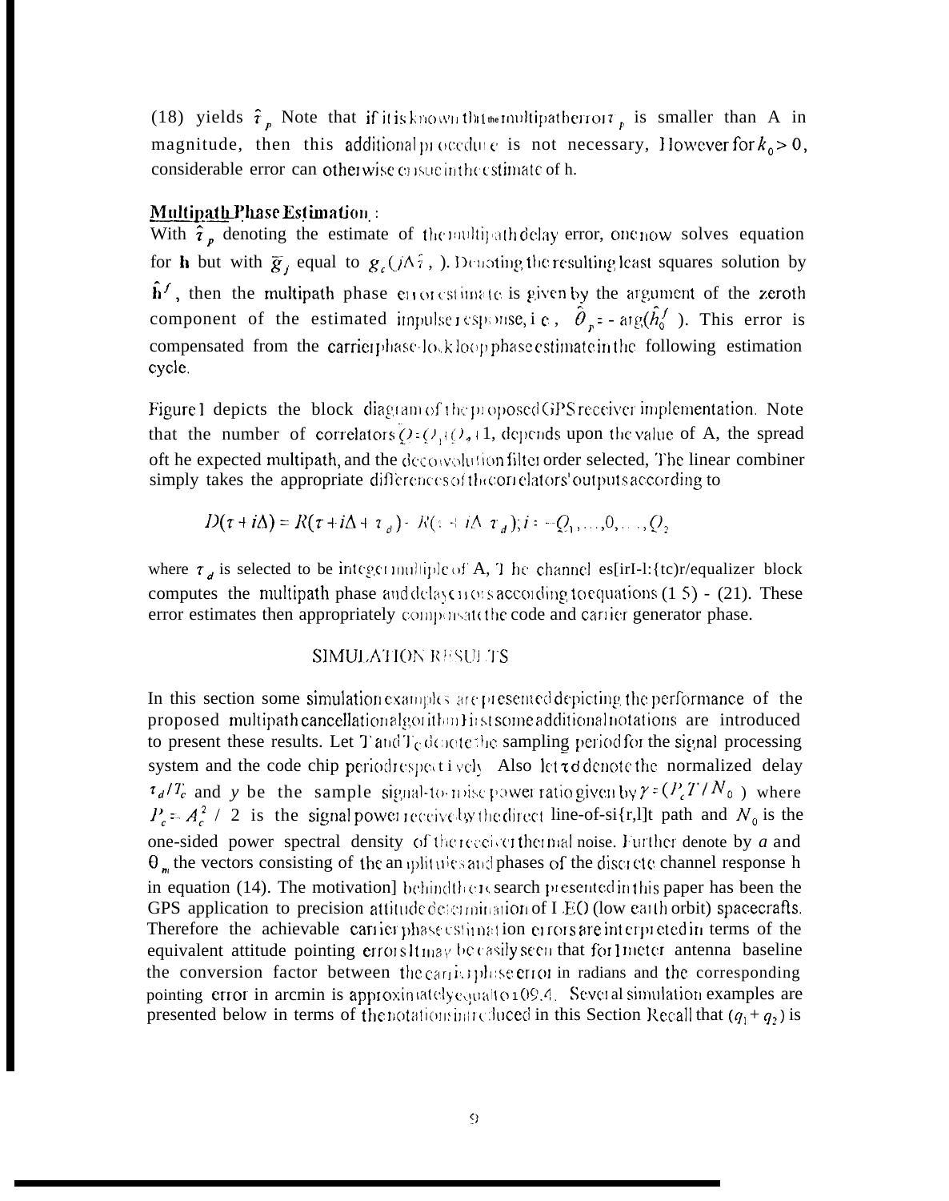(18) yields $\hat{\tau}_p$ Note that if it is known that the multipath error $\tau_p$ is smaller than A in magnitude, then this additional procedure is not necessary, However for $k_0 > 0$, considerable error can otherwise ensue in the estimate of h.

**Multipath Phase Estimation**:

With $\hat{\tau}_p$ denoting the estimate of the multipath delay error, one now solves equation for **h** but with $\bar{g}_j$ equal to $g_c(j\Delta \hat{\tau}, )$. Denoting the resulting least squares solution by $\hat{\mathbf{h}}^f$, then the multipath phase error estimate is given by the argument of the zeroth component of the estimated impulse response, i.e., $\hat{\theta}_p = -\arg(\hat{h}_0^f)$. This error is compensated from the carrier phase-lock loop phase estimate in the following estimation cycle.

Figure 1 depicts the block diagram of the proposed GPS receiver implementation. Note that the number of correlators $Q = Q_1 + Q_2 + 1$, depends upon the value of A, the spread of the expected multipath, and the deconvolution filter order selected, The linear combiner simply takes the appropriate differences of the correlators' outputs according to

$$D(\tau + i\Delta) = R(\tau + i\Delta + \tau_d) - R(\tau + i\Delta - \tau_d); i = -Q_1, \ldots, 0, \ldots, Q_2$$

where $\tau_d$ is selected to be integer multiple of A, The channel estimator/equalizer block computes the multipath phase and delay errors according to equations (15) - (21). These error estimates then appropriately compensate the code and carrier generator phase.

## SIMULATION RESULTS

In this section some simulation examples are presented depicting the performance of the proposed multipath cancellation algorithm First some additional notations are introduced to present these results. Let T and Tc denote the sampling period for the signal processing system and the code chip period respectively Also let τd denote the normalized delay $\tau_d/T_c$ and $y$ be the sample signal-to-noise power ratio given by $\gamma = (P_c T / N_0)$ where $P_c = A_c^2 / 2$ is the signal power received by the direct line-of-sight path and $N_0$ is the one-sided power spectral density of the receiver thermal noise. Further denote by $a$ and $\theta_m$ the vectors consisting of the amplitudes and phases of the discrete channel response h in equation (14). The motivation behind the research presented in this paper has been the GPS application to precision attitude determination of LEO (low earth orbit) spacecrafts. Therefore the achievable carrier phase estimation errors are interpreted in terms of the equivalent attitude pointing errors It may be easily seen that for 1 meter antenna baseline the conversion factor between the carrier phase error in radians and the corresponding pointing error in arcmin is approximately equal to 109.4. Several simulation examples are presented below in terms of the notations introduced in this Section Recall that $(q_1 + q_2)$ is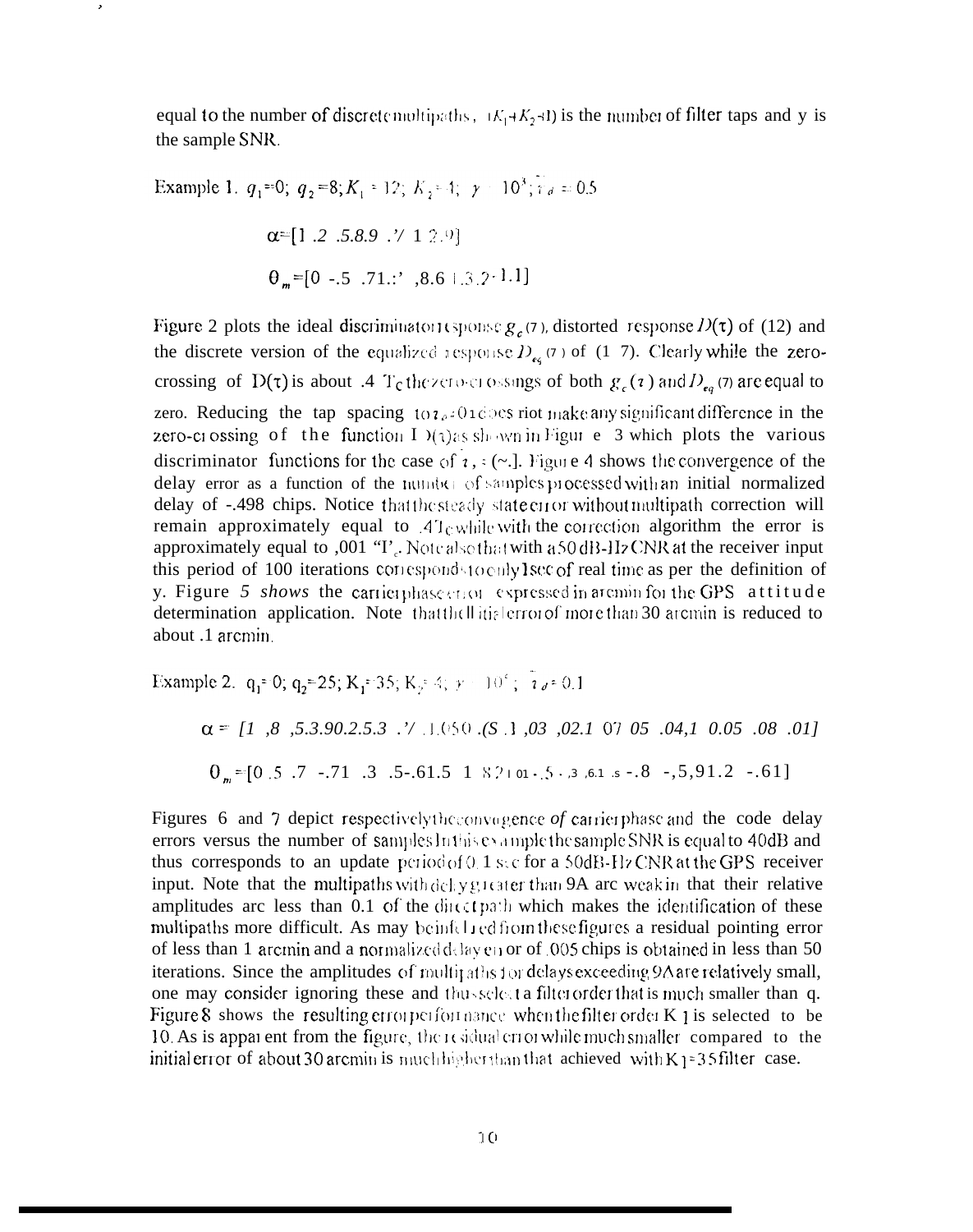equal to the number of discrete multipaths, $(K_1+K_2+1)$ is the number of filter taps and $\gamma$ is the sample SNR.

Example 1. $q_1=0$; $q_2=8$; $K_1=12$; $K_2=4$; $\gamma=10^3$; $\tau_d=0.5$

$$\alpha=[1\ .2\ .5\ .8\ .9\ .7\ 1\ 2\ .9]$$

$$\theta_m=[0\ -.5\ .71\ .3\ ,8.6\ 1.3\ 2\ 1.1]$$

Figure 2 plots the ideal discriminator response $g_c(\tau)$, distorted response $D(\tau)$ of (12) and the discrete version of the equalized response $D_{eq}(\tau)$ of (17). Clearly while the zero-crossing of $D(\tau)$ is about .4 $T_c$ the zero-crossings of both $g_c(\tau)$ and $D_{eq}(\tau)$ are equal to zero. Reducing the tap spacing to $\tau_d=0.1$ does not make any significant difference in the zero-crossing of the function $D(\tau)$ as shown in Figure 3 which plots the various discriminator functions for the case of $\tau_d=0.1$. Figure 4 shows the convergence of the delay error as a function of the number of samples processed with an initial normalized delay of -.498 chips. Notice that the steady state error without multipath correction will remain approximately equal to .4 $T_c$ while with the correction algorithm the error is approximately equal to ,001 $T_c$. Note also that with a 50 dB-Hz CNR at the receiver input this period of 100 iterations corresponds to only 1 sec of real time as per the definition of $\gamma$. Figure *5 shows* the carrier phase error expressed in arcmin for the GPS attitude determination application. Note that the initial error of more than 30 arcmin is reduced to about .1 arcmin.

Example 2. $q_1=0$; $q_2=25$; $K_1=35$; $K_2=4$; $\gamma=10^4$; $\tau_d=0.1$

$$\alpha=[1\ ,8\ ,5.3.90.2.5.3\ .7\ .1.050\ .(S\ .1\ ,03\ ,02.1\ 07\ 05\ .04,1\ 0.05\ .08\ .01]$$

$$\theta_m=[0\ .5\ .7\ -.71\ .3\ .5-.61.5\ 1\ 8\ 2\ 1\ 01-.5-.3\ ,6.1\ .5\ -.8\ -,5,91.2\ -.61]$$

Figures 6 and 7 depict respectively the convergence *of* carrier phase and the code delay errors versus the number of samples In this example the sample SNR is equal to 40dB and thus corresponds to an update period of 0.1 sec for a 50dB-Hz CNR at the GPS receiver input. Note that the multipaths with delay greater than 9A are weak in that their relative amplitudes are less than 0.1 of the direct path which makes the identification of these multipaths more difficult. As may be inferred from these figures a residual pointing error of less than 1 arcmin and a normalized delay error of .005 chips is obtained in less than 50 iterations. Since the amplitudes of multipaths for delays exceeding 9A are relatively small, one may consider ignoring these and thus select a filter order that is much smaller than q. Figure 8 shows the resulting error performance when the filter order $K_1$ is selected to be 10. As is apparent from the figure, the residual error while much smaller compared to the initial error of about 30 arcmin is much higher than that achieved with $K_1=35$ filter case.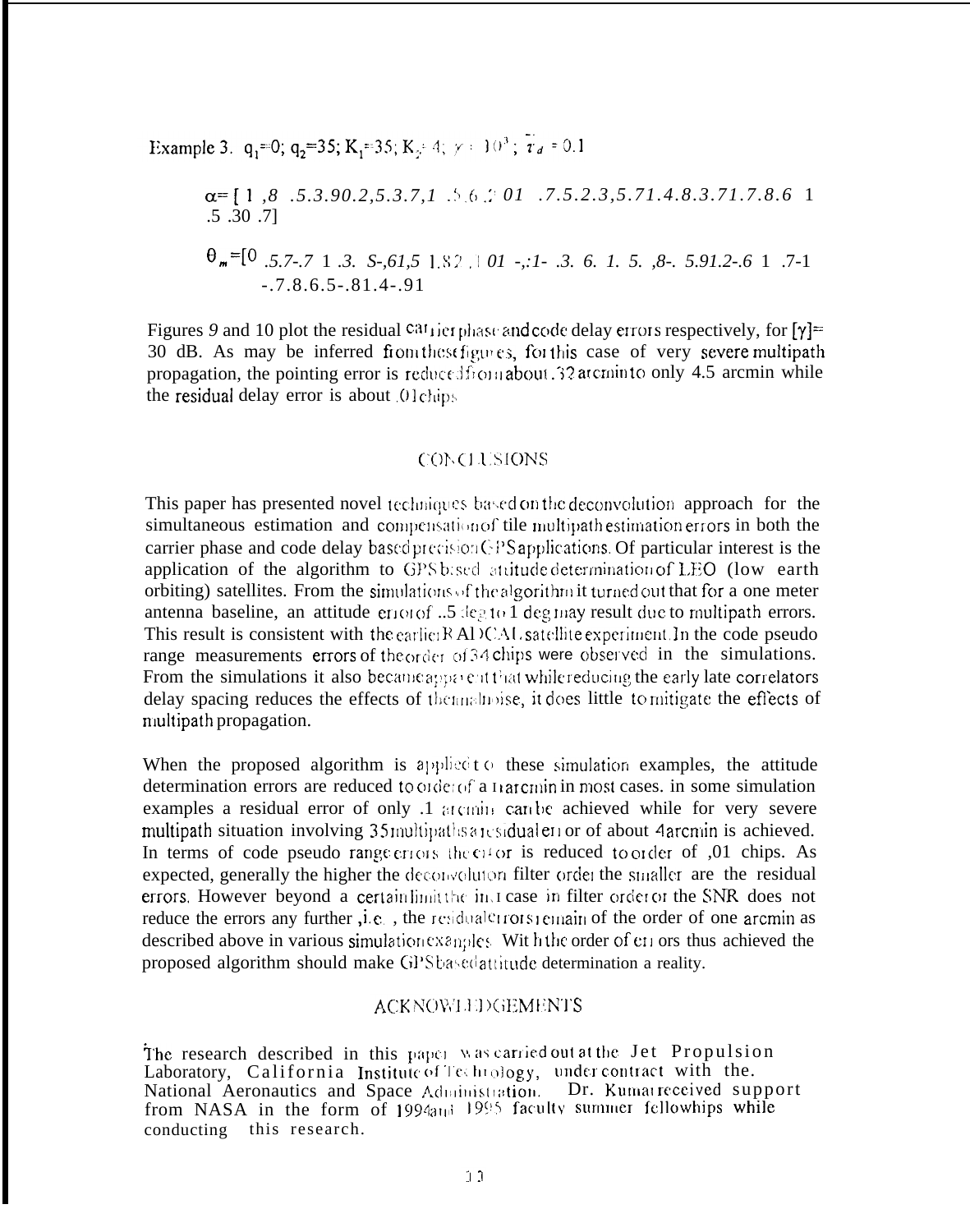Example 3. $q_1=0$; $q_2=35$; $K_1=35$; $K_2=4$; $\gamma=10^3$; $\bar{\tau}_d=0.1$

$\alpha$= [ 1 ,8 .5.3.90.2,5.3.7,1 .5.6.2 01 .7.5.2.3,5.71.4.8.3.71.7.8.6 1 .5 .30 .7]

$\theta_m$=[0 .5.7-.7 1 .3. S-,61,5 1.82 .1 01 -,:1- .3. 6. 1. 5. ,8-. 5.91.2-.6 1 .7-1 -.7.8.6.5-.81.4-.91

Figures 9 and 10 plot the residual carrier phase and code delay errors respectively, for [$\gamma$]= 30 dB. As may be inferred from these figures, for this case of very severe multipath propagation, the pointing error is reduced from about 32 arcmin to only 4.5 arcmin while the residual delay error is about .01 chips.

## CONCLUSIONS

This paper has presented novel techniques based on the deconvolution approach for the simultaneous estimation and compensation of tile multipath estimation errors in both the carrier phase and code delay based precision GPS applications. Of particular interest is the application of the algorithm to GPS based attitude determination of LEO (low earth orbiting) satellites. From the simulations of the algorithm it turned out that for a one meter antenna baseline, an attitude error of ..5 deg to 1 deg may result due to multipath errors. This result is consistent with the earlier RADCAL satellite experiment. In the code pseudo range measurements errors of the order of 34 chips were observed in the simulations. From the simulations it also became apparent that while reducing the early late correlators delay spacing reduces the effects of thermal noise, it does little to mitigate the effects of multipath propagation.

When the proposed algorithm is applied to these simulation examples, the attitude determination errors are reduced to order of a n arcmin in most cases. in some simulation examples a residual error of only .1 arcmin can be achieved while for very severe multipath situation involving 35 multipaths a residual error of about 4 arcmin is achieved. In terms of code pseudo range errors the error is reduced to order of ,01 chips. As expected, generally the higher the deconvolution filter order the smaller are the residual errors. However beyond a certain limit the increase in filter order or the SNR does not reduce the errors any further ,i.e. , the residual errors remain of the order of one arcmin as described above in various simulation examples. With the order of errors thus achieved the proposed algorithm should make GPS based attitude determination a reality.

## ACKNOWLEDGEMENTS

The research described in this paper was carried out at the Jet Propulsion Laboratory, California Institute of Technology, under contract with the. National Aeronautics and Space Administration. Dr. Kumar received support from NASA in the form of 1994 and 1995 faculty summer fellowhips while conducting this research.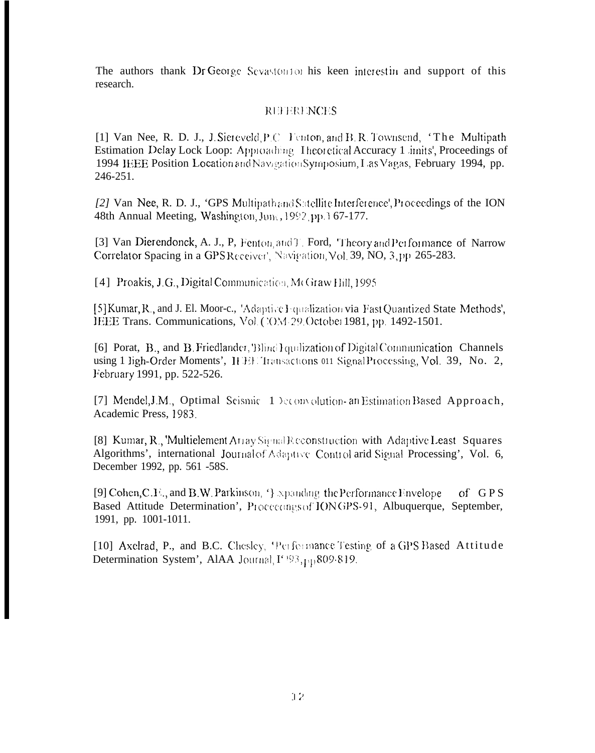The authors thank Dr George Sevaston for his keen interest in and support of this research.

## REFERENCES

[1] Van Nee, R. D. J., J. Siereveld, P.C. Fenton, and B. R. Townsend, 'The Multipath Estimation Delay Lock Loop: Approaching Theoretical Accuracy Limits', Proceedings of 1994 IEEE Position Location and Navigation Symposium, Las Vagas, February 1994, pp. 246-251.

*[2]* Van Nee, R. D. J., 'GPS Multipath and Satellite Interference', Proceedings of the ION 48th Annual Meeting, Washington, June, 1992, pp. 167-177.

[3] Van Dierendonck, A. J., P, Fenton, and T. Ford, 'Theory and Performance of Narrow Correlator Spacing in a GPS Receiver', Navigation, Vol. 39, NO, 3, pp 265-283.

[4] Proakis, J.G., Digital Communication, McGraw Hill, 1995

[5] Kumar, R., and J. El. Moor-c., 'Adaptive Equalization via Fast Quantized State Methods', IEEE Trans. Communications, Vol. COM-29, October 1981, pp. 1492-1501.

[6] Porat, B., and B. Friedlander, 'Blind Equilization of Digital Communication Channels using High-Order Moments', IEEE Transactions on Signal Processing, Vol. 39, No. 2, February 1991, pp. 522-526.

[7] Mendel, J.M., Optimal Seismic Deconvolution- an Estimation Based Approach, Academic Press, 1983.

[8] Kumar, R., 'Multielement Array Signal Reconstruction with Adaptive Least Squares Algorithms', international Journal of Adaptive Control arid Signal Processing', Vol. 6, December 1992, pp. 561 -58S.

[9] Cohen, C.E., and B.W. Parkinson, 'Expanding the Performance Envelope of GPS Based Attitude Determination', Proceedings of ION GPS-91, Albuquerque, September, 1991, pp. 1001-1011.

[10] Axelrad, P., and B.C. Chesley, 'Performance Testing of a GPS Based Attitude Determination System', AIAA Journal, 1993, pp 809-819.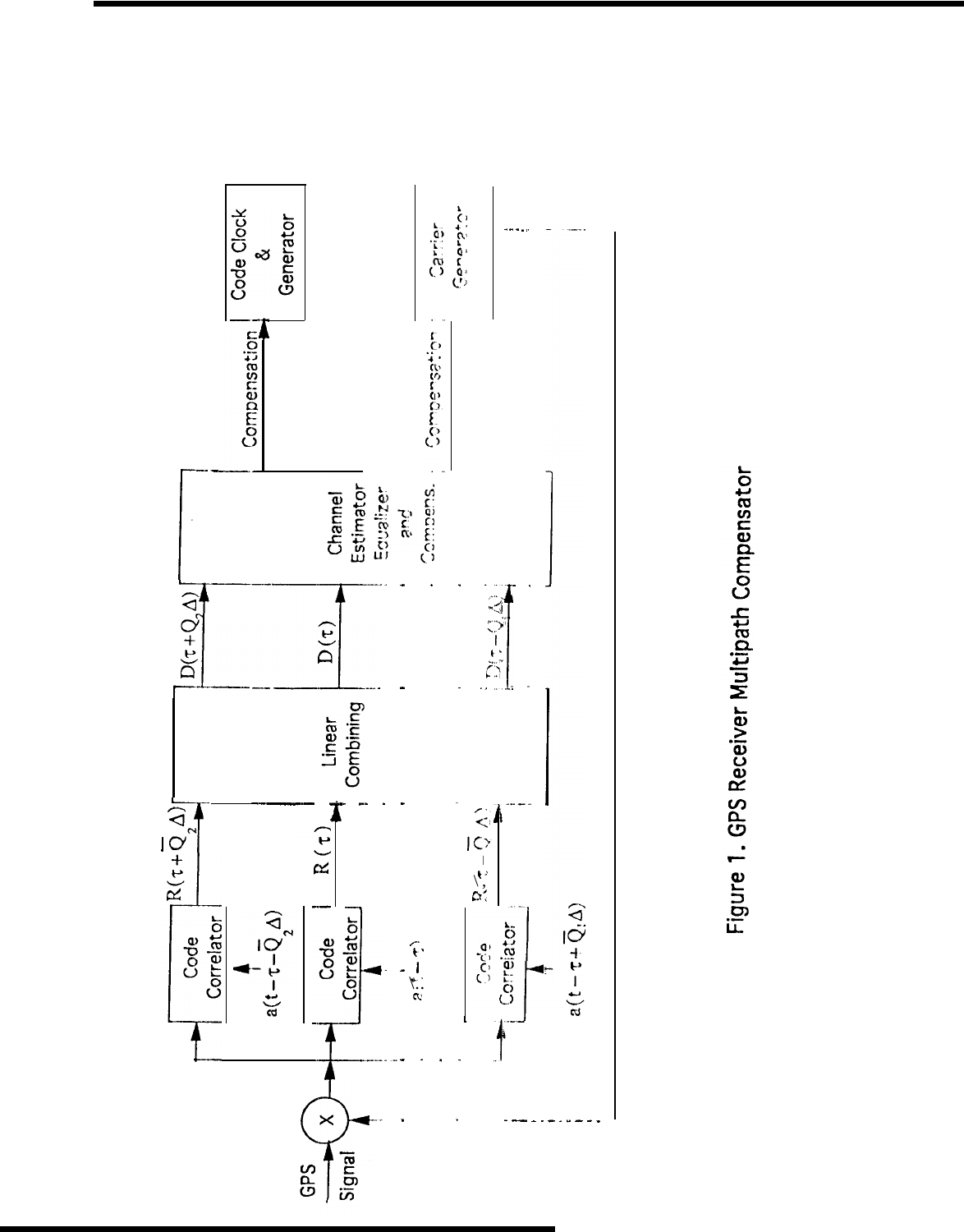Figure 1. GPS Receiver Multipath Compensator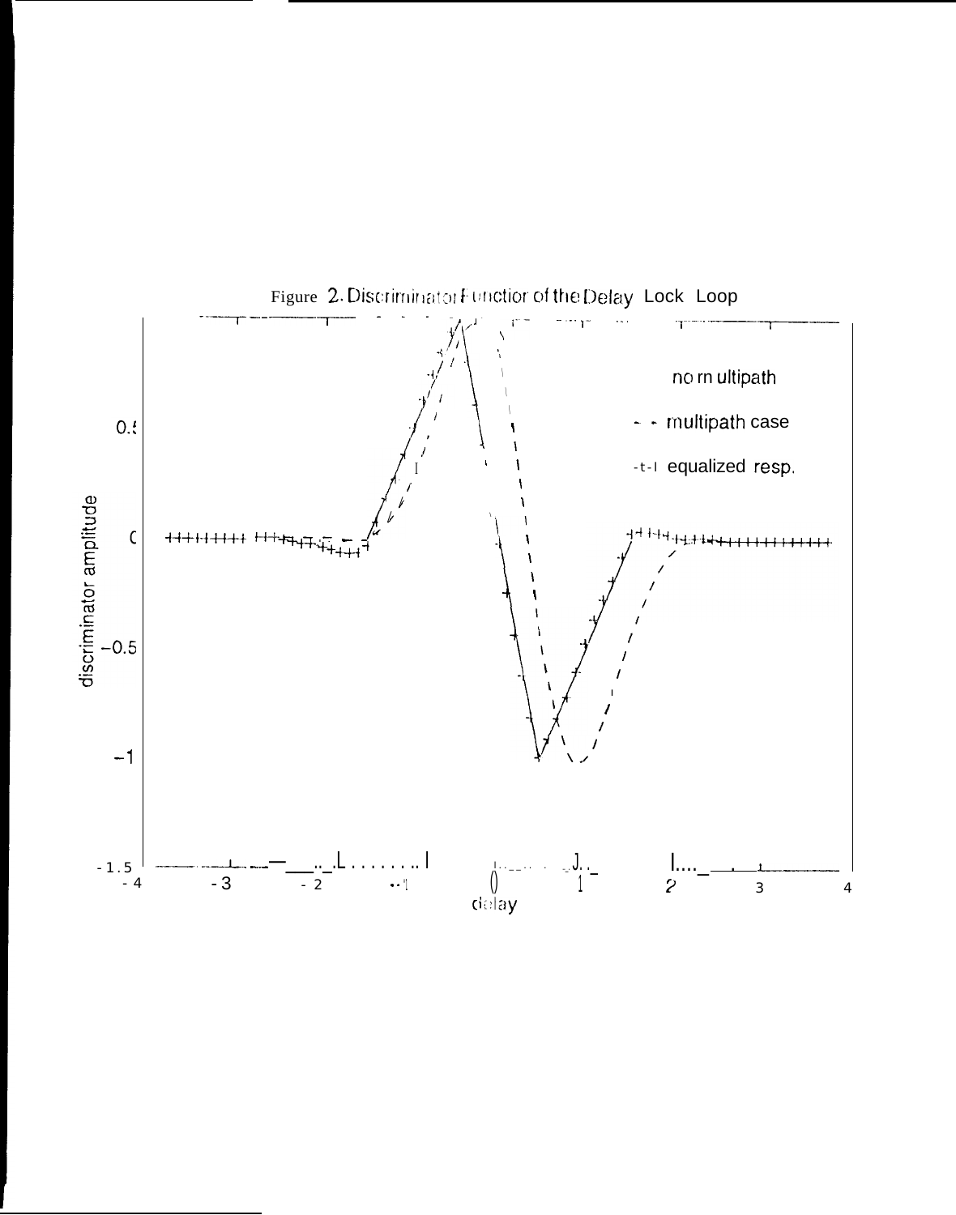Figure 2. Discriminator Function of the Delay Lock Loop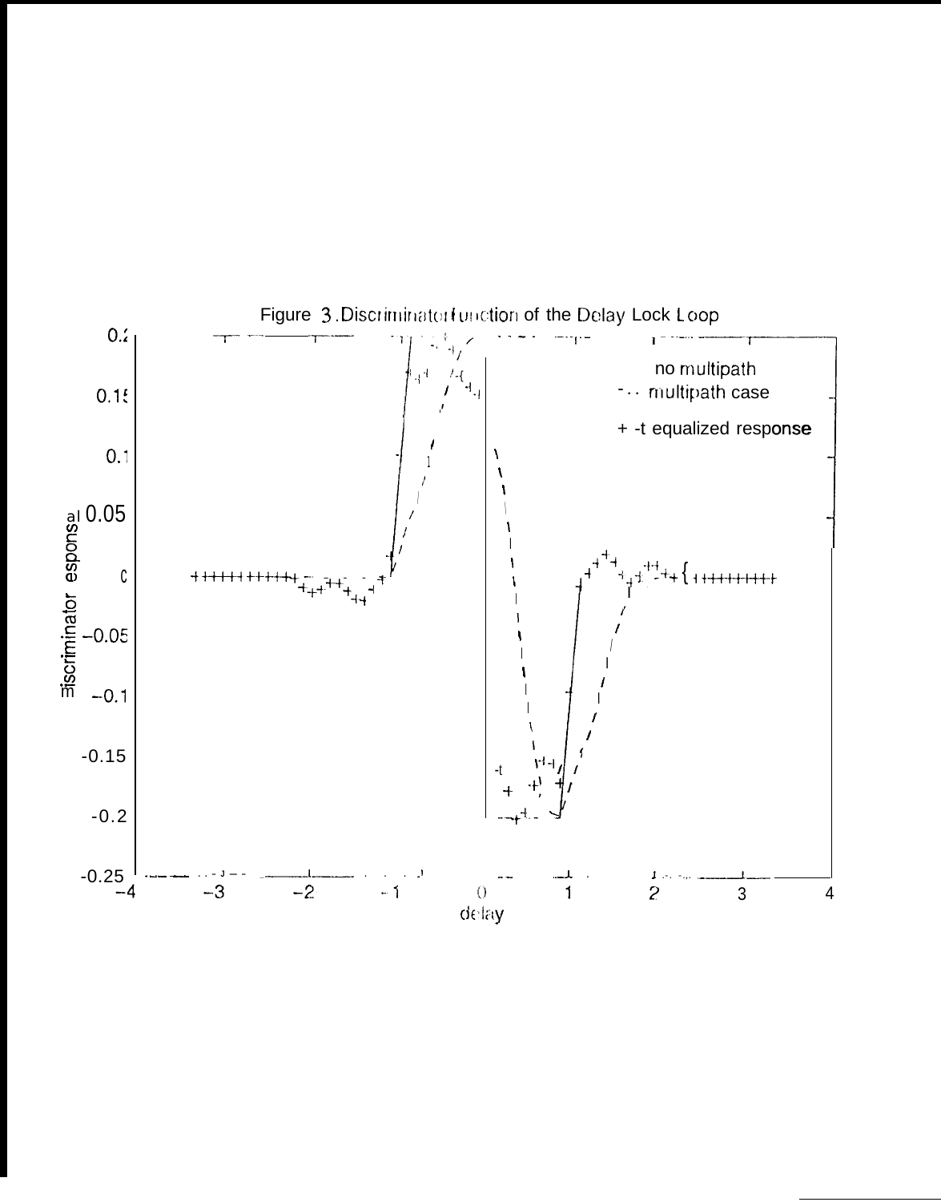Figure 3. Discriminator function of the Delay Lock Loop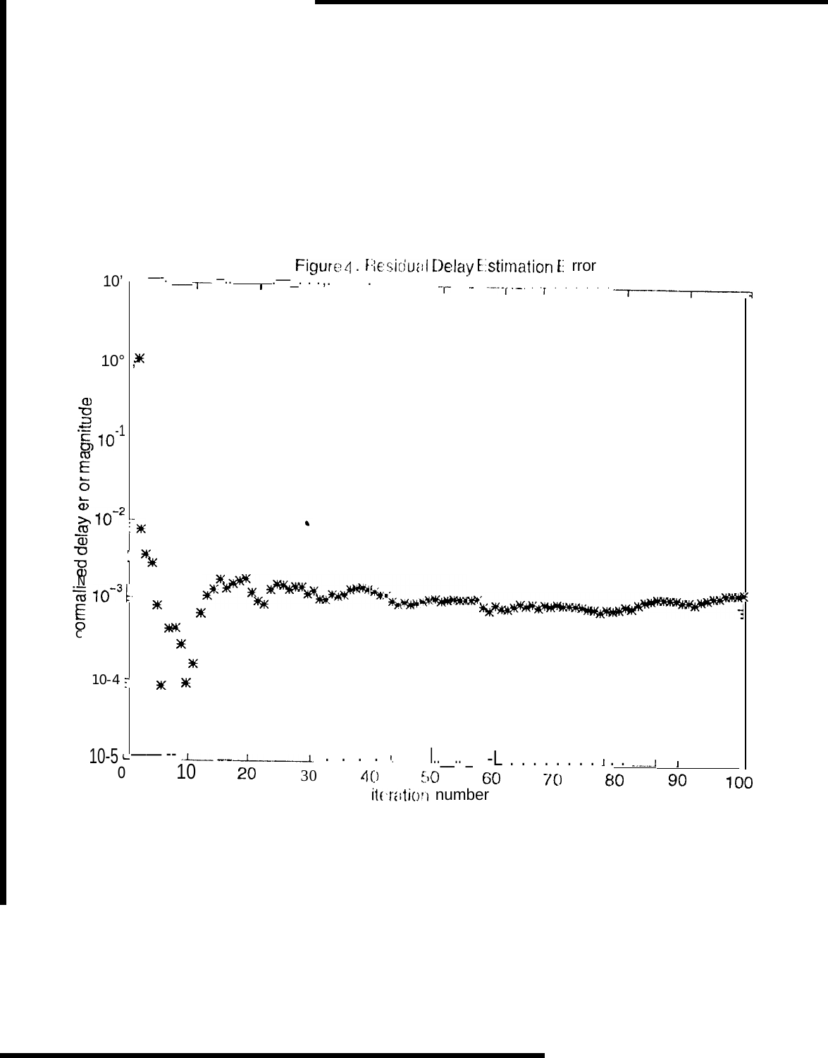Figure 4. Residual Delay Estimation Error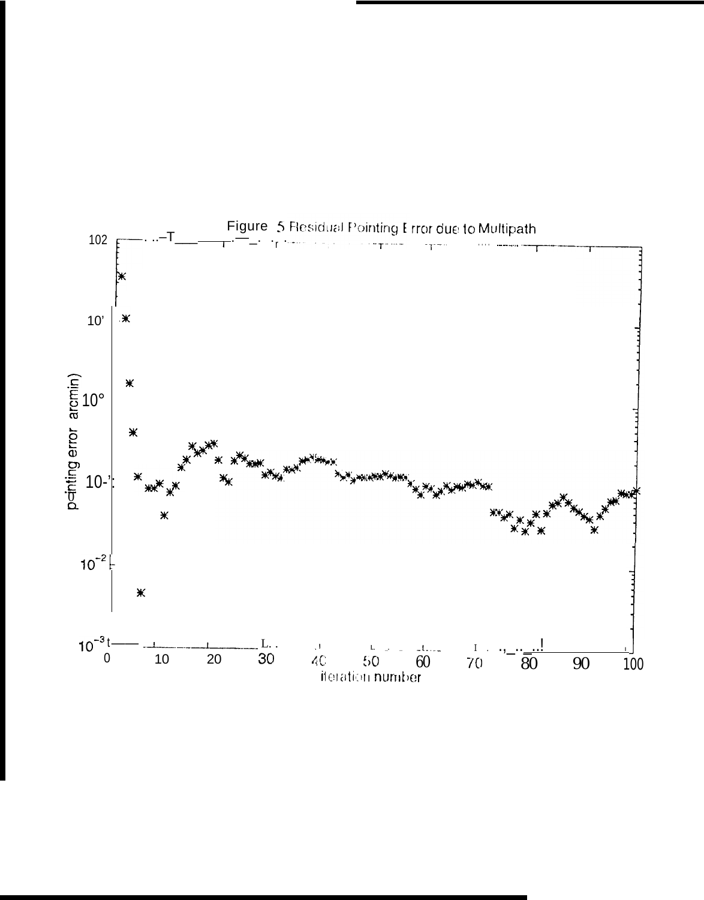Figure 5 Residual Pointing Error due to Multipath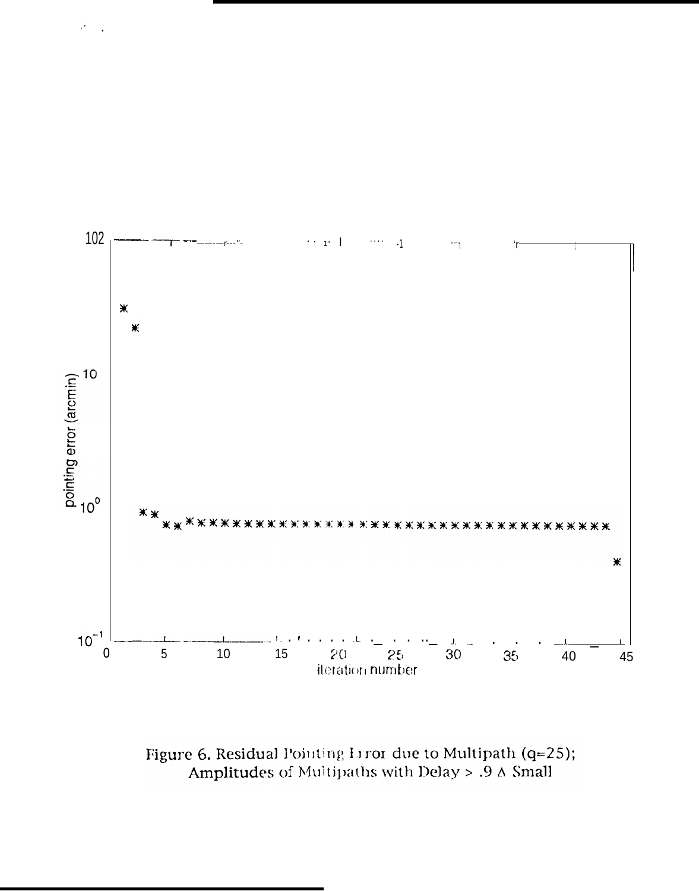Figure 6. Residual Pointing Error due to Multipath (q=25); Amplitudes of Multipaths with Delay > .9 Δ Small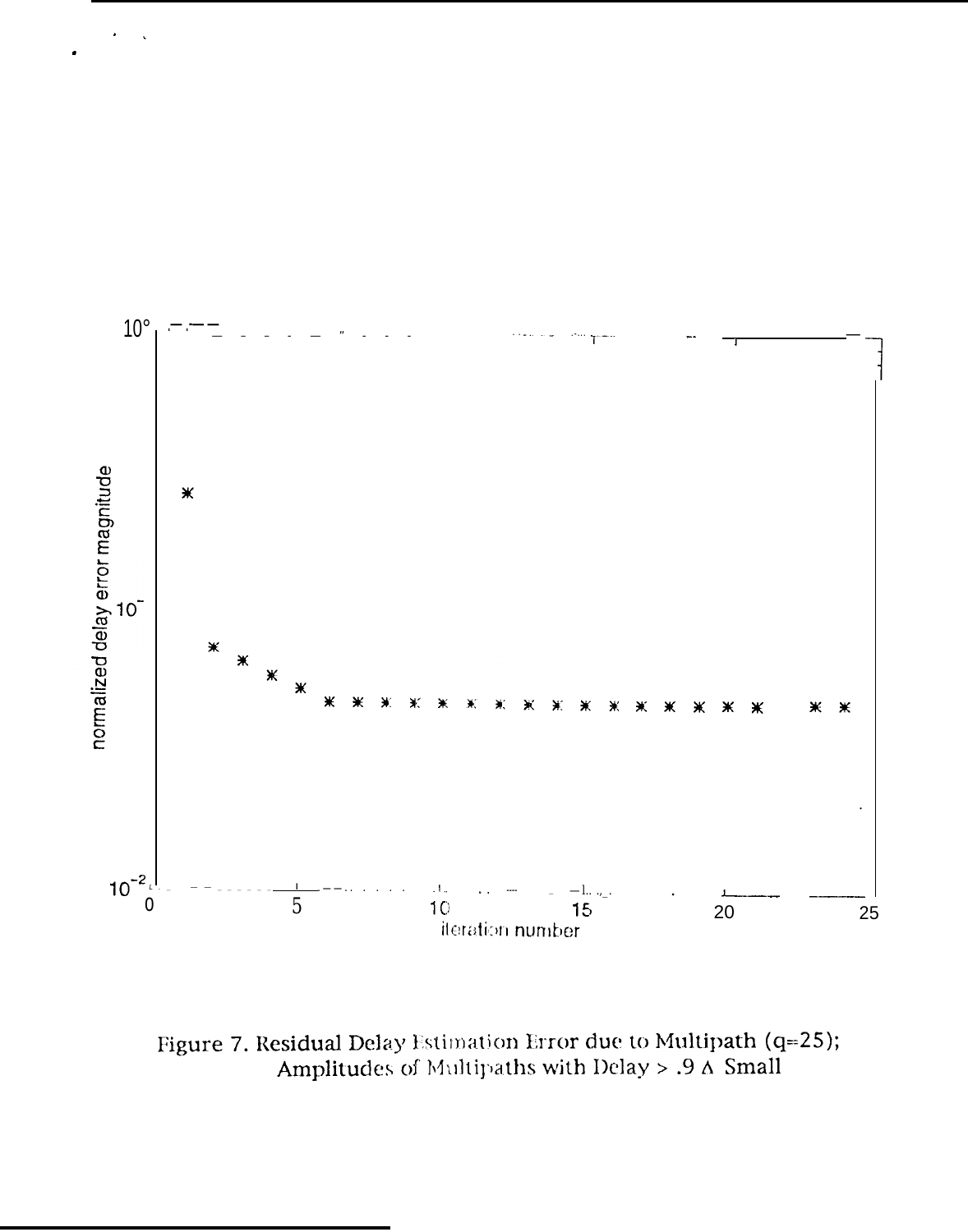Figure 7. Residual Delay Estimation Error due to Multipath (q=25); Amplitudes of Multipaths with Delay > .9 Δ Small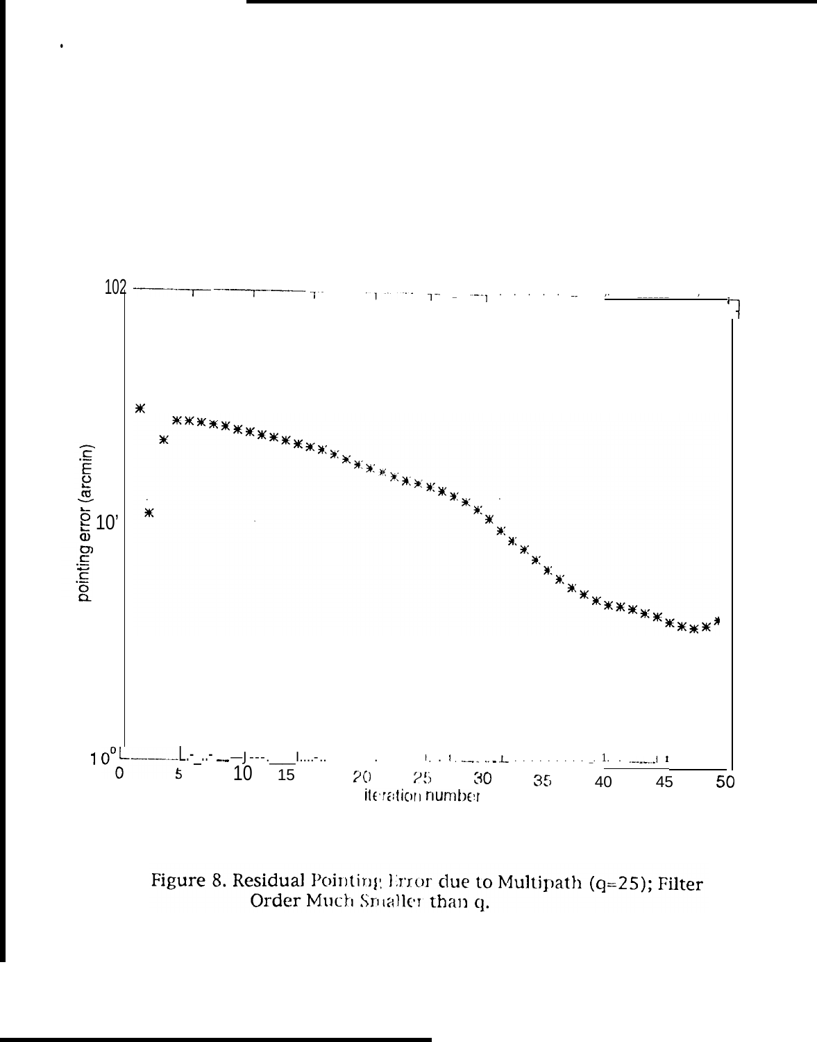Figure 8. Residual Pointing Error due to Multipath (q=25); Filter Order Much Smaller than q.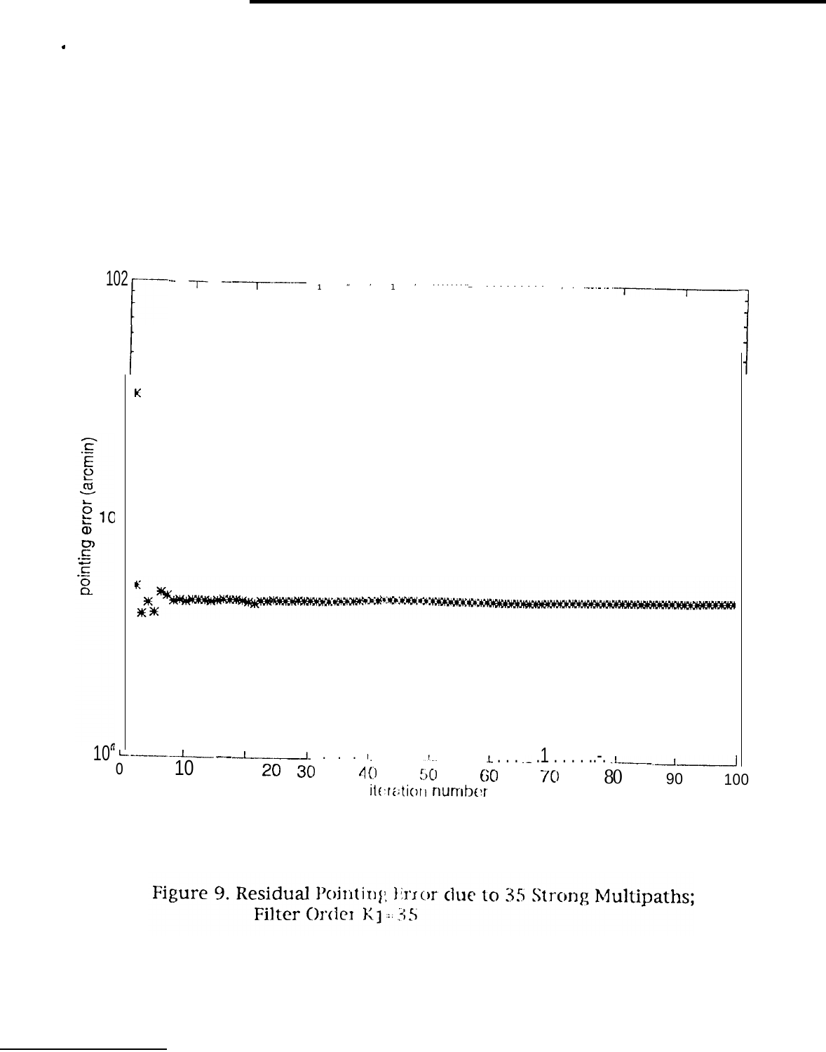Figure 9. Residual Pointing Error due to 35 Strong Multipaths; Filter Order $K_1 = 35$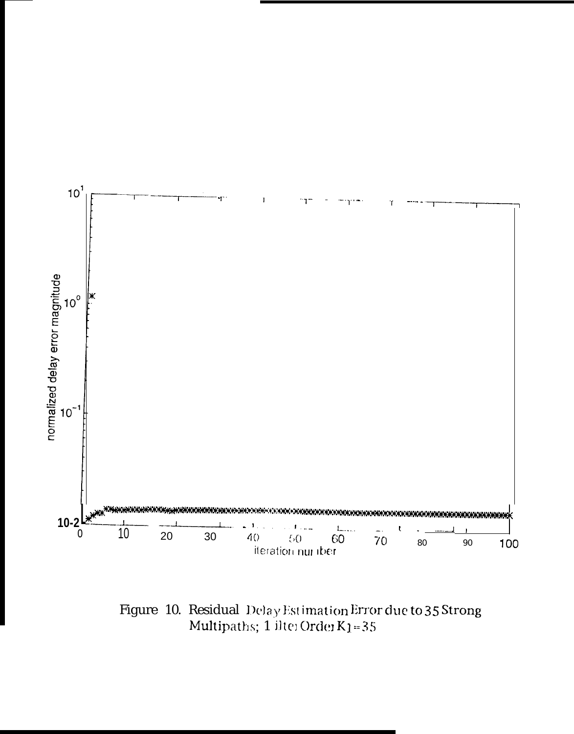normalized delay error magnitude

$10^{1}$

$10^{0}$

$10^{-1}$

$10^{-2}$

0 10 20 30 40 50 60 70 80 90 100

iteration number

Figure 10. Residual Delay Estimation Error due to 35 Strong Multipaths; Filter Order $K_1 = 35$